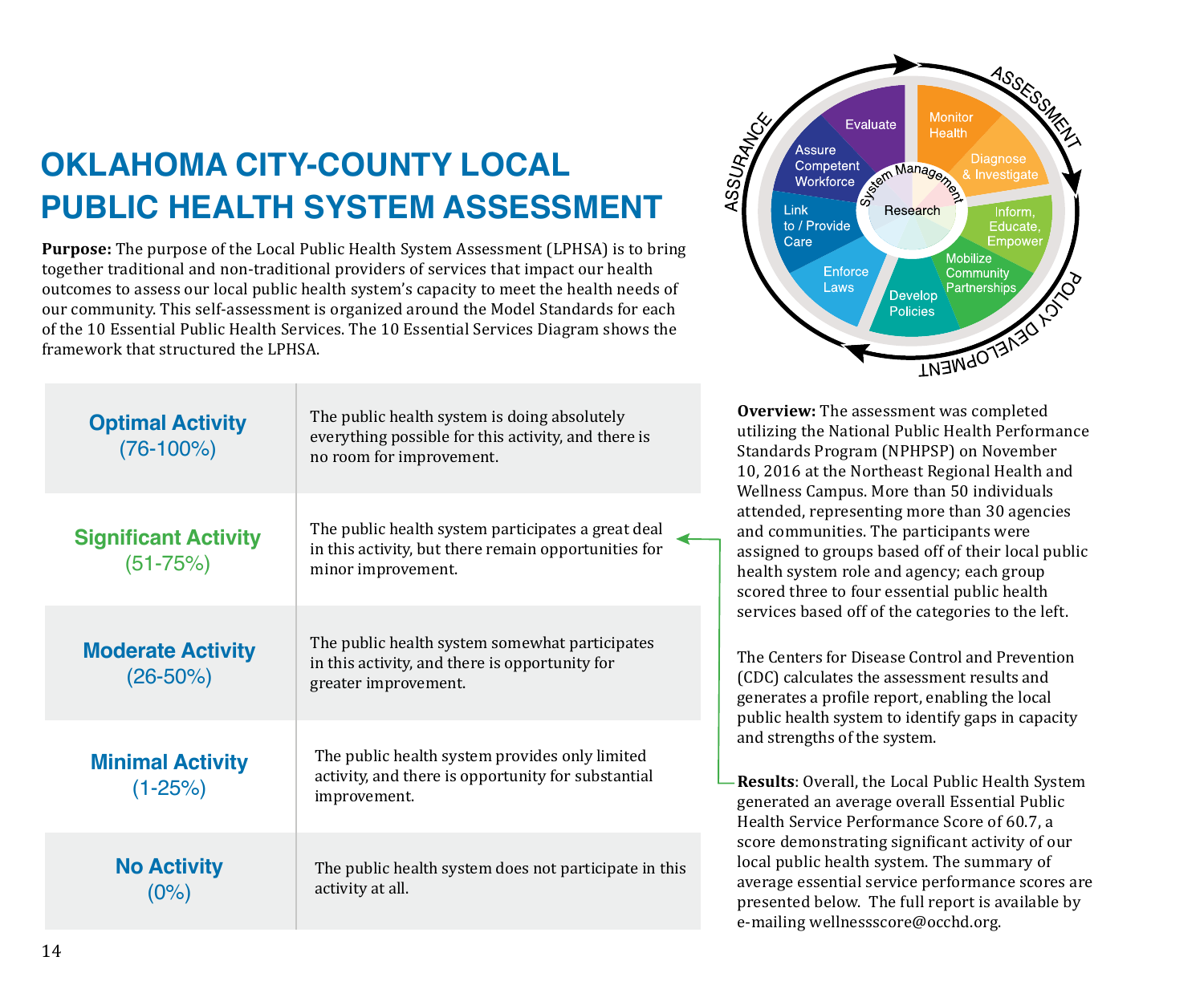# OKLAHOMA CITY-COUNTY LOCAL PUBLIC HEALTH SYSTEM ASSESSMENT

**Purpose:** The purpose of the Local Public Health System Assessment (LPHSA) is to bring together traditional and non-traditional providers of services that impact our health outcomes to assess our local public health system's capacity to meet the health needs of our community. This self-assessment is organized around the Model Standards for each of the 10 Essential Public Health Services. The 10 Essential Services Diagram shows the framework that structured the LPHSA.

| Activity Level | Description |
| --- | --- |
| **Optimal Activity** (76-100%) | The public health system is doing absolutely everything possible for this activity, and there is no room for improvement. |
| **Significant Activity** (51-75%) | The public health system participates a great deal in this activity, but there remain opportunities for minor improvement. |
| **Moderate Activity** (26-50%) | The public health system somewhat participates in this activity, and there is opportunity for greater improvement. |
| **Minimal Activity** (1-25%) | The public health system provides only limited activity, and there is opportunity for substantial improvement. |
| **No Activity** (0%) | The public health system does not participate in this activity at all. |

**Overview:** The assessment was completed utilizing the National Public Health Performance Standards Program (NPHPSP) on November 10, 2016 at the Northeast Regional Health and Wellness Campus. More than 50 individuals attended, representing more than 30 agencies and communities. The participants were assigned to groups based off of their local public health system role and agency; each group scored three to four essential public health services based off of the categories to the left.

The Centers for Disease Control and Prevention (CDC) calculates the assessment results and generates a profile report, enabling the local public health system to identify gaps in capacity and strengths of the system.

**Results**: Overall, the Local Public Health System generated an average overall Essential Public Health Service Performance Score of 60.7, a score demonstrating significant activity of our local public health system. The summary of average essential service performance scores are presented below. The full report is available by e-mailing wellnessscore@occhd.org.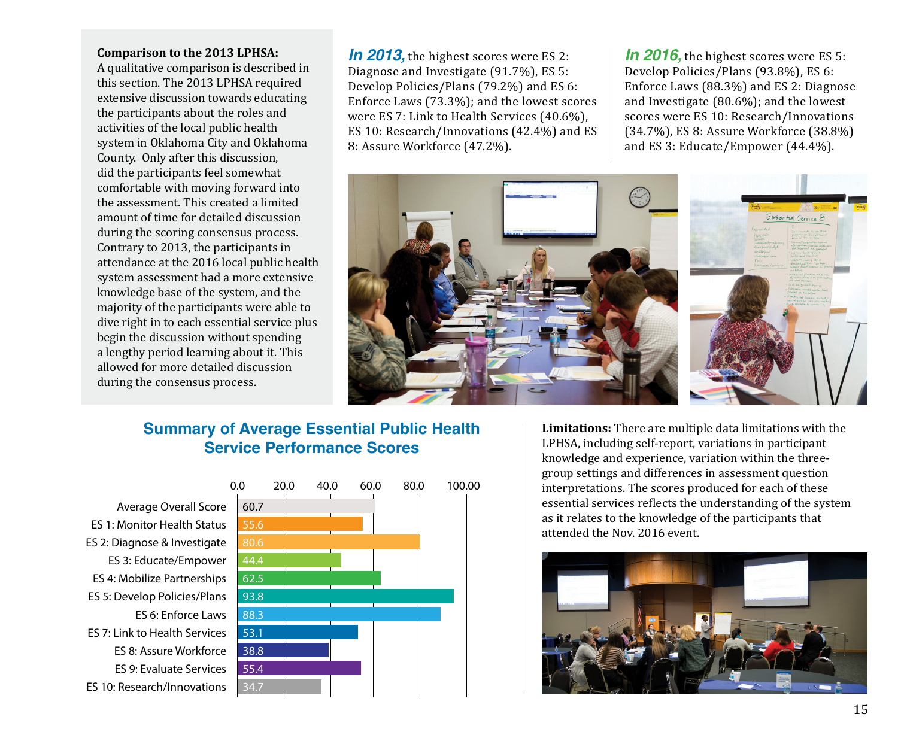**Comparison to the 2013 LPHSA:**
A qualitative comparison is described in this section. The 2013 LPHSA required extensive discussion towards educating the participants about the roles and activities of the local public health system in Oklahoma City and Oklahoma County. Only after this discussion, did the participants feel somewhat comfortable with moving forward into the assessment. This created a limited amount of time for detailed discussion during the scoring consensus process. Contrary to 2013, the participants in attendance at the 2016 local public health system assessment had a more extensive knowledge base of the system, and the majority of the participants were able to dive right in to each essential service plus begin the discussion without spending a lengthy period learning about it. This allowed for more detailed discussion during the consensus process.

***In 2013,*** the highest scores were ES 2: Diagnose and Investigate (91.7%), ES 5: Develop Policies/Plans (79.2%) and ES 6: Enforce Laws (73.3%); and the lowest scores were ES 7: Link to Health Services (40.6%), ES 10: Research/Innovations (42.4%) and ES 8: Assure Workforce (47.2%).

***In 2016,*** the highest scores were ES 5: Develop Policies/Plans (93.8%), ES 6: Enforce Laws (88.3%) and ES 2: Diagnose and Investigate (80.6%); and the lowest scores were ES 10: Research/Innovations (34.7%), ES 8: Assure Workforce (38.8%) and ES 3: Educate/Empower (44.4%).

## Summary of Average Essential Public Health Service Performance Scores

0.0 20.0 40.0 60.0 80.0 100.00

Average Overall Score 60.7
ES 1: Monitor Health Status 55.6
ES 2: Diagnose & Investigate 80.6
ES 3: Educate/Empower 44.4
ES 4: Mobilize Partnerships 62.5
ES 5: Develop Policies/Plans 93.8
ES 6: Enforce Laws 88.3
ES 7: Link to Health Services 53.1
ES 8: Assure Workforce 38.8
ES 9: Evaluate Services 55.4
ES 10: Research/Innovations 34.7

**Limitations:** There are multiple data limitations with the LPHSA, including self-report, variations in participant knowledge and experience, variation within the three-group settings and differences in assessment question interpretations. The scores produced for each of these essential services reflects the understanding of the system as it relates to the knowledge of the participants that attended the Nov. 2016 event.